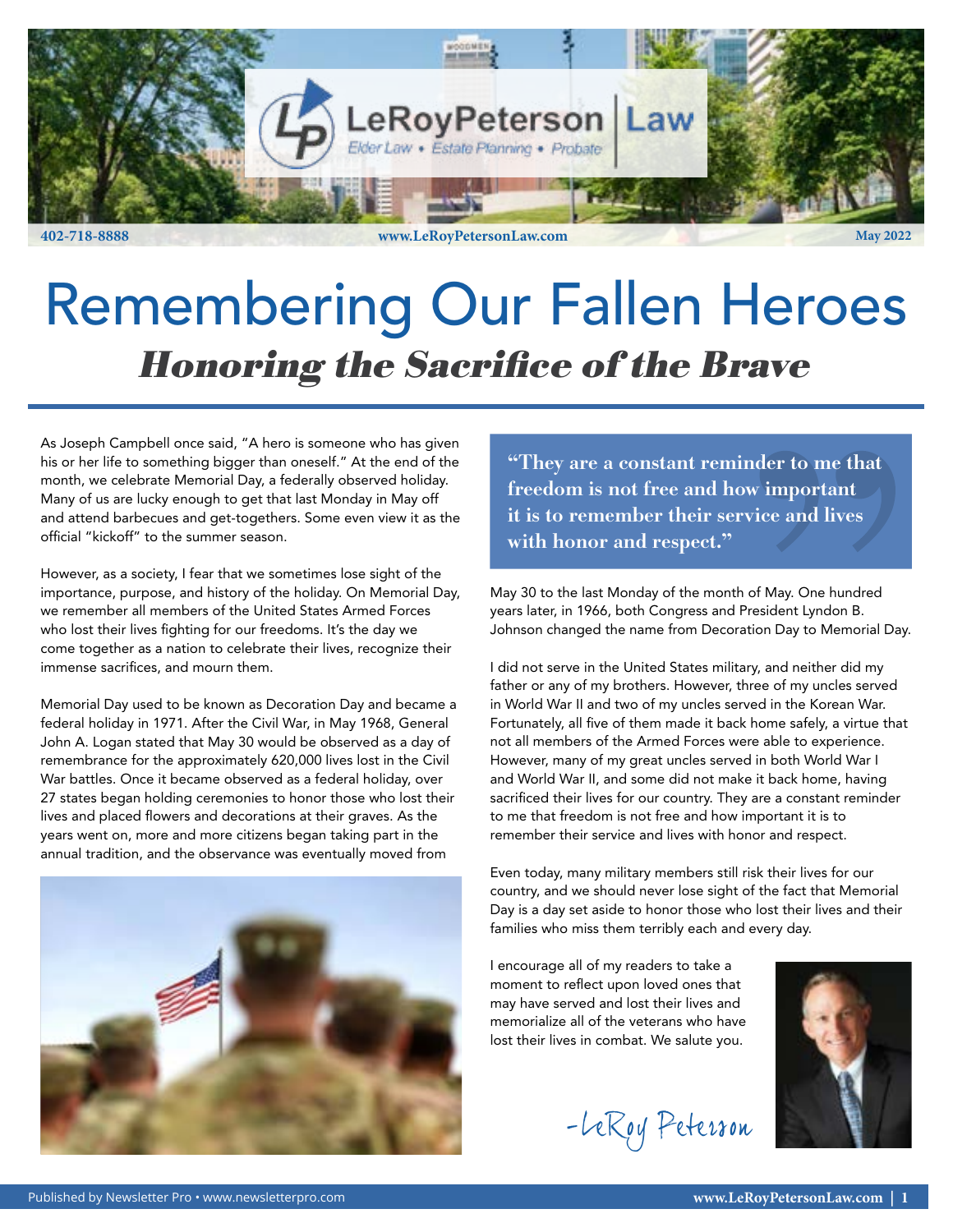LeRoyPeterson | Law

Elder Law • Estate Planning • Probate

402-718-8888 www.LeRoyPetersonLaw.com May 2022

# Remembering Our Fallen Heroes

## *Honoring the Sacrifice of the Brave*

As Joseph Campbell once said, "A hero is someone who has given his or her life to something bigger than oneself." At the end of the month, we celebrate Memorial Day, a federally observed holiday. Many of us are lucky enough to get that last Monday in May off and attend barbecues and get-togethers. Some even view it as the official "kickoff" to the summer season.

However, as a society, I fear that we sometimes lose sight of the importance, purpose, and history of the holiday. On Memorial Day, we remember all members of the United States Armed Forces who lost their lives fighting for our freedoms. It's the day we come together as a nation to celebrate their lives, recognize their immense sacrifices, and mourn them.

Memorial Day used to be known as Decoration Day and became a federal holiday in 1971. After the Civil War, in May 1968, General John A. Logan stated that May 30 would be observed as a day of remembrance for the approximately 620,000 lives lost in the Civil War battles. Once it became observed as a federal holiday, over 27 states began holding ceremonies to honor those who lost their lives and placed flowers and decorations at their graves. As the years went on, more and more citizens began taking part in the annual tradition, and the observance was eventually moved from May 30 to the last Monday of the month of May. One hundred years later, in 1966, both Congress and President Lyndon B. Johnson changed the name from Decoration Day to Memorial Day.

> **"They are a constant reminder to me that freedom is not free and how important it is to remember their service and lives with honor and respect."**

I did not serve in the United States military, and neither did my father or any of my brothers. However, three of my uncles served in World War II and two of my uncles served in the Korean War. Fortunately, all five of them made it back home safely, a virtue that not all members of the Armed Forces were able to experience. However, many of my great uncles served in both World War I and World War II, and some did not make it back home, having sacrificed their lives for our country. They are a constant reminder to me that freedom is not free and how important it is to remember their service and lives with honor and respect.

Even today, many military members still risk their lives for our country, and we should never lose sight of the fact that Memorial Day is a day set aside to honor those who lost their lives and their families who miss them terribly each and every day.

I encourage all of my readers to take a moment to reflect upon loved ones that may have served and lost their lives and memorialize all of the veterans who have lost their lives in combat. We salute you.

*-LeRoy Peterson*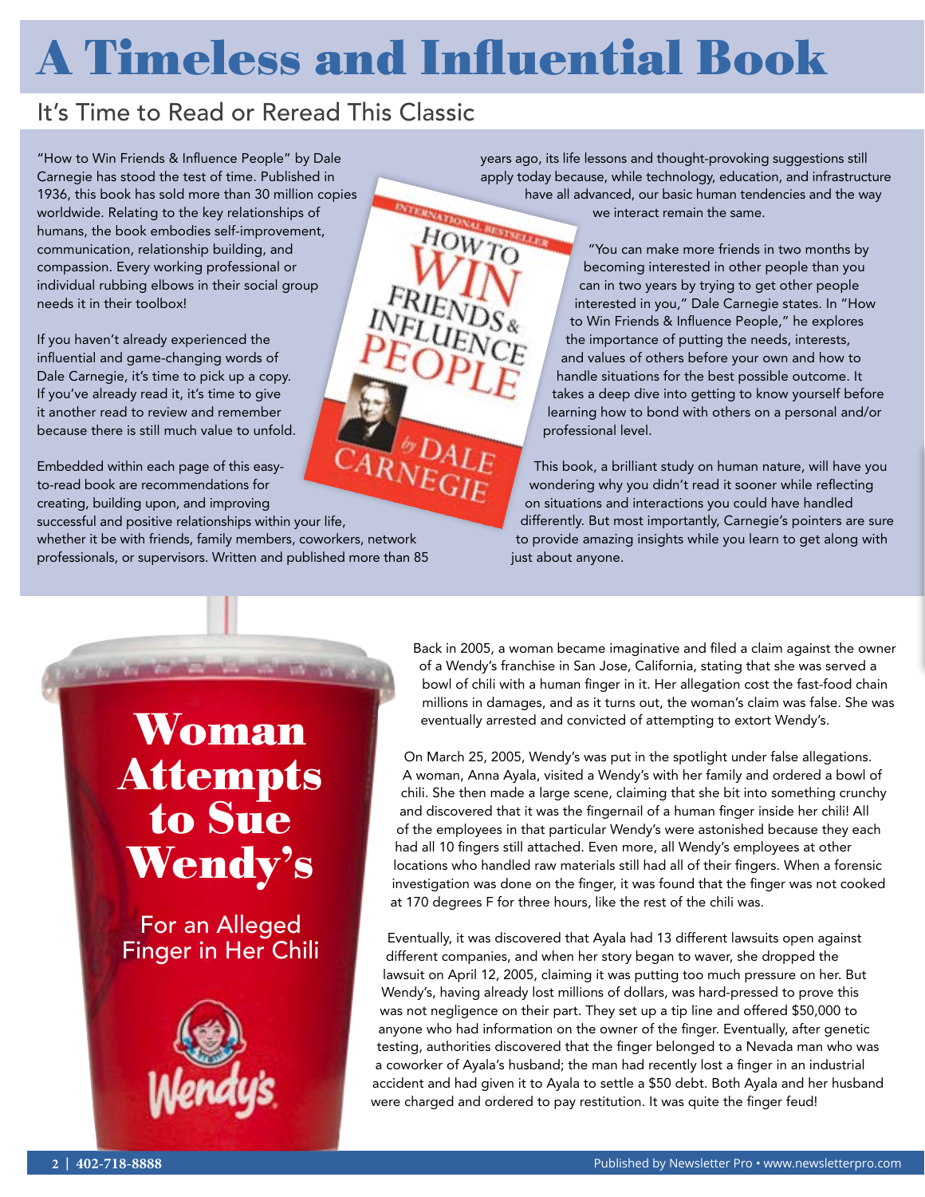# A Timeless and Influential Book

## It's Time to Read or Reread This Classic

"How to Win Friends & Influence People" by Dale Carnegie has stood the test of time. Published in 1936, this book has sold more than 30 million copies worldwide. Relating to the key relationships of humans, the book embodies self-improvement, communication, relationship building, and compassion. Every working professional or individual rubbing elbows in their social group needs it in their toolbox!

If you haven't already experienced the influential and game-changing words of Dale Carnegie, it's time to pick up a copy. If you've already read it, it's time to give it another read to review and remember because there is still much value to unfold.

Embedded within each page of this easy-to-read book are recommendations for creating, building upon, and improving successful and positive relationships within your life, whether it be with friends, family members, coworkers, network professionals, or supervisors. Written and published more than 85 years ago, its life lessons and thought-provoking suggestions still apply today because, while technology, education, and infrastructure have all advanced, our basic human tendencies and the way we interact remain the same.

"You can make more friends in two months by becoming interested in other people than you can in two years by trying to get other people interested in you," Dale Carnegie states. In "How to Win Friends & Influence People," he explores the importance of putting the needs, interests, and values of others before your own and how to handle situations for the best possible outcome. It takes a deep dive into getting to know yourself before learning how to bond with others on a personal and/or professional level.

This book, a brilliant study on human nature, will have you wondering why you didn't read it sooner while reflecting on situations and interactions you could have handled differently. But most importantly, Carnegie's pointers are sure to provide amazing insights while you learn to get along with just about anyone.

# Woman Attempts to Sue Wendy's

## For an Alleged Finger in Her Chili

Back in 2005, a woman became imaginative and filed a claim against the owner of a Wendy's franchise in San Jose, California, stating that she was served a bowl of chili with a human finger in it. Her allegation cost the fast-food chain millions in damages, and as it turns out, the woman's claim was false. She was eventually arrested and convicted of attempting to extort Wendy's.

On March 25, 2005, Wendy's was put in the spotlight under false allegations. A woman, Anna Ayala, visited a Wendy's with her family and ordered a bowl of chili. She then made a large scene, claiming that she bit into something crunchy and discovered that it was the fingernail of a human finger inside her chili! All of the employees in that particular Wendy's were astonished because they each had all 10 fingers still attached. Even more, all Wendy's employees at other locations who handled raw materials still had all of their fingers. When a forensic investigation was done on the finger, it was found that the finger was not cooked at 170 degrees F for three hours, like the rest of the chili was.

Eventually, it was discovered that Ayala had 13 different lawsuits open against different companies, and when her story began to waver, she dropped the lawsuit on April 12, 2005, claiming it was putting too much pressure on her. But Wendy's, having already lost millions of dollars, was hard-pressed to prove this was not negligence on their part. They set up a tip line and offered $50,000 to anyone who had information on the owner of the finger. Eventually, after genetic testing, authorities discovered that the finger belonged to a Nevada man who was a coworker of Ayala's husband; the man had recently lost a finger in an industrial accident and had given it to Ayala to settle a $50 debt. Both Ayala and her husband were charged and ordered to pay restitution. It was quite the finger feud!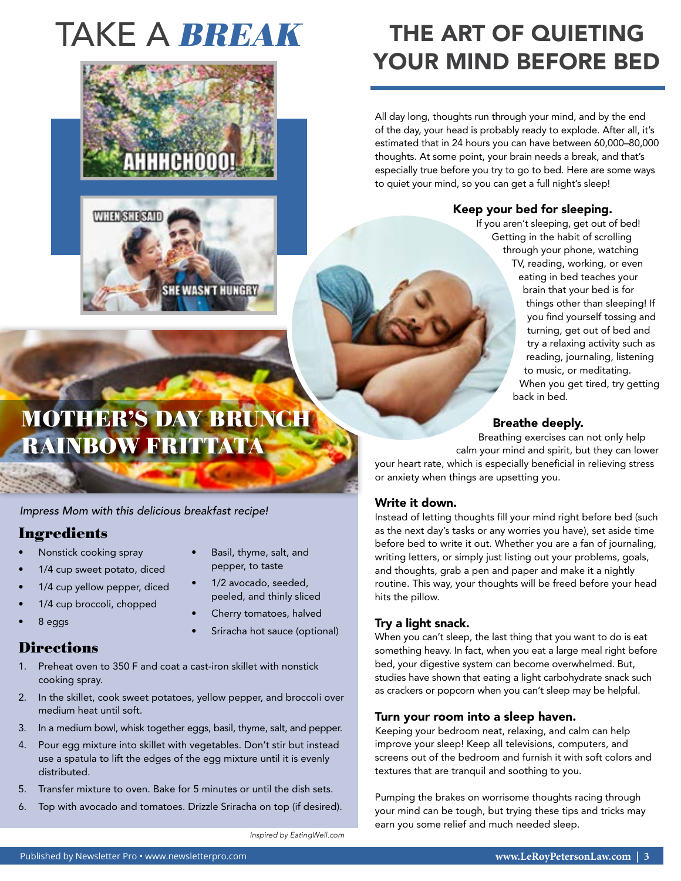# TAKE A *BREAK*

AHHHCHOOO!

WHEN SHE SAID SHE WASN'T HUNGRY

# MOTHER'S DAY BRUNCH RAINBOW FRITTATA

*Impress Mom with this delicious breakfast recipe!*

## Ingredients

- Nonstick cooking spray
- 1/4 cup sweet potato, diced
- 1/4 cup yellow pepper, diced
- 1/4 cup broccoli, chopped
- 8 eggs
- Basil, thyme, salt, and pepper, to taste
- 1/2 avocado, seeded, peeled, and thinly sliced
- Cherry tomatoes, halved
- Sriracha hot sauce (optional)

## Directions

1. Preheat oven to 350 F and coat a cast-iron skillet with nonstick cooking spray.
2. In the skillet, cook sweet potatoes, yellow pepper, and broccoli over medium heat until soft.
3. In a medium bowl, whisk together eggs, basil, thyme, salt, and pepper.
4. Pour egg mixture into skillet with vegetables. Don't stir but instead use a spatula to lift the edges of the egg mixture until it is evenly distributed.
5. Transfer mixture to oven. Bake for 5 minutes or until the dish sets.
6. Top with avocado and tomatoes. Drizzle Sriracha on top (if desired).

*Inspired by EatingWell.com*

# THE ART OF QUIETING YOUR MIND BEFORE BED

All day long, thoughts run through your mind, and by the end of the day, your head is probably ready to explode. After all, it's estimated that in 24 hours you can have between 60,000–80,000 thoughts. At some point, your brain needs a break, and that's especially true before you try to go to bed. Here are some ways to quiet your mind, so you can get a full night's sleep!

### Keep your bed for sleeping.

If you aren't sleeping, get out of bed! Getting in the habit of scrolling through your phone, watching TV, reading, working, or even eating in bed teaches your brain that your bed is for things other than sleeping! If you find yourself tossing and turning, get out of bed and try a relaxing activity such as reading, journaling, listening to music, or meditating. When you get tired, try getting back in bed.

### Breathe deeply.

Breathing exercises can not only help calm your mind and spirit, but they can lower your heart rate, which is especially beneficial in relieving stress or anxiety when things are upsetting you.

### Write it down.

Instead of letting thoughts fill your mind right before bed (such as the next day's tasks or any worries you have), set aside time before bed to write it out. Whether you are a fan of journaling, writing letters, or simply just listing out your problems, goals, and thoughts, grab a pen and paper and make it a nightly routine. This way, your thoughts will be freed before your head hits the pillow.

### Try a light snack.

When you can't sleep, the last thing that you want to do is eat something heavy. In fact, when you eat a large meal right before bed, your digestive system can become overwhelmed. But, studies have shown that eating a light carbohydrate snack such as crackers or popcorn when you can't sleep may be helpful.

### Turn your room into a sleep haven.

Keeping your bedroom neat, relaxing, and calm can help improve your sleep! Keep all televisions, computers, and screens out of the bedroom and furnish it with soft colors and textures that are tranquil and soothing to you.

Pumping the brakes on worrisome thoughts racing through your mind can be tough, but trying these tips and tricks may earn you some relief and much needed sleep.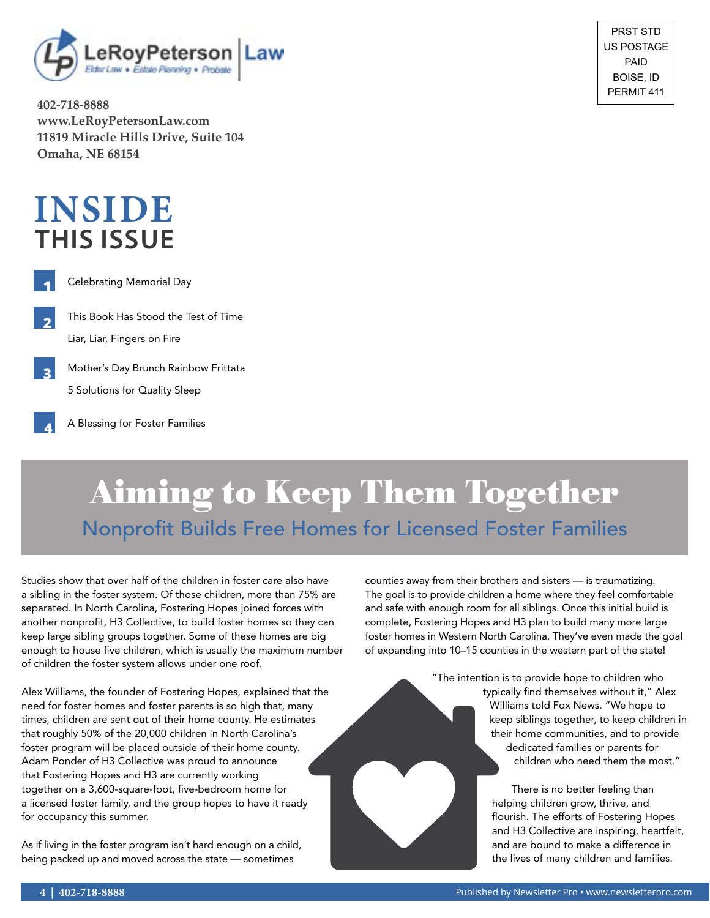LeRoyPeterson Law
Elder Law • Estate Planning • Probate

**402-718-8888**
**www.LeRoyPetersonLaw.com**
**11819 Miracle Hills Drive, Suite 104**
**Omaha, NE 68154**

PRST STD
US POSTAGE
PAID
BOISE, ID
PERMIT 411

# INSIDE THIS ISSUE

1. Celebrating Memorial Day
2. This Book Has Stood the Test of Time
   Liar, Liar, Fingers on Fire
3. Mother's Day Brunch Rainbow Frittata
   5 Solutions for Quality Sleep
4. A Blessing for Foster Families

# Aiming to Keep Them Together

## Nonprofit Builds Free Homes for Licensed Foster Families

Studies show that over half of the children in foster care also have a sibling in the foster system. Of those children, more than 75% are separated. In North Carolina, Fostering Hopes joined forces with another nonprofit, H3 Collective, to build foster homes so they can keep large sibling groups together. Some of these homes are big enough to house five children, which is usually the maximum number of children the foster system allows under one roof.

Alex Williams, the founder of Fostering Hopes, explained that the need for foster homes and foster parents is so high that, many times, children are sent out of their home county. He estimates that roughly 50% of the 20,000 children in North Carolina's foster program will be placed outside of their home county. Adam Ponder of H3 Collective was proud to announce that Fostering Hopes and H3 are currently working together on a 3,600-square-foot, five-bedroom home for a licensed foster family, and the group hopes to have it ready for occupancy this summer.

As if living in the foster program isn't hard enough on a child, being packed up and moved across the state — sometimes counties away from their brothers and sisters — is traumatizing. The goal is to provide children a home where they feel comfortable and safe with enough room for all siblings. Once this initial build is complete, Fostering Hopes and H3 plan to build many more large foster homes in Western North Carolina. They've even made the goal of expanding into 10–15 counties in the western part of the state!

"The intention is to provide hope to children who typically find themselves without it," Alex Williams told Fox News. "We hope to keep siblings together, to keep children in their home communities, and to provide dedicated families or parents for children who need them the most."

There is no better feeling than helping children grow, thrive, and flourish. The efforts of Fostering Hopes and H3 Collective are inspiring, heartfelt, and are bound to make a difference in the lives of many children and families.

Published by Newsletter Pro • www.newsletterpro.com